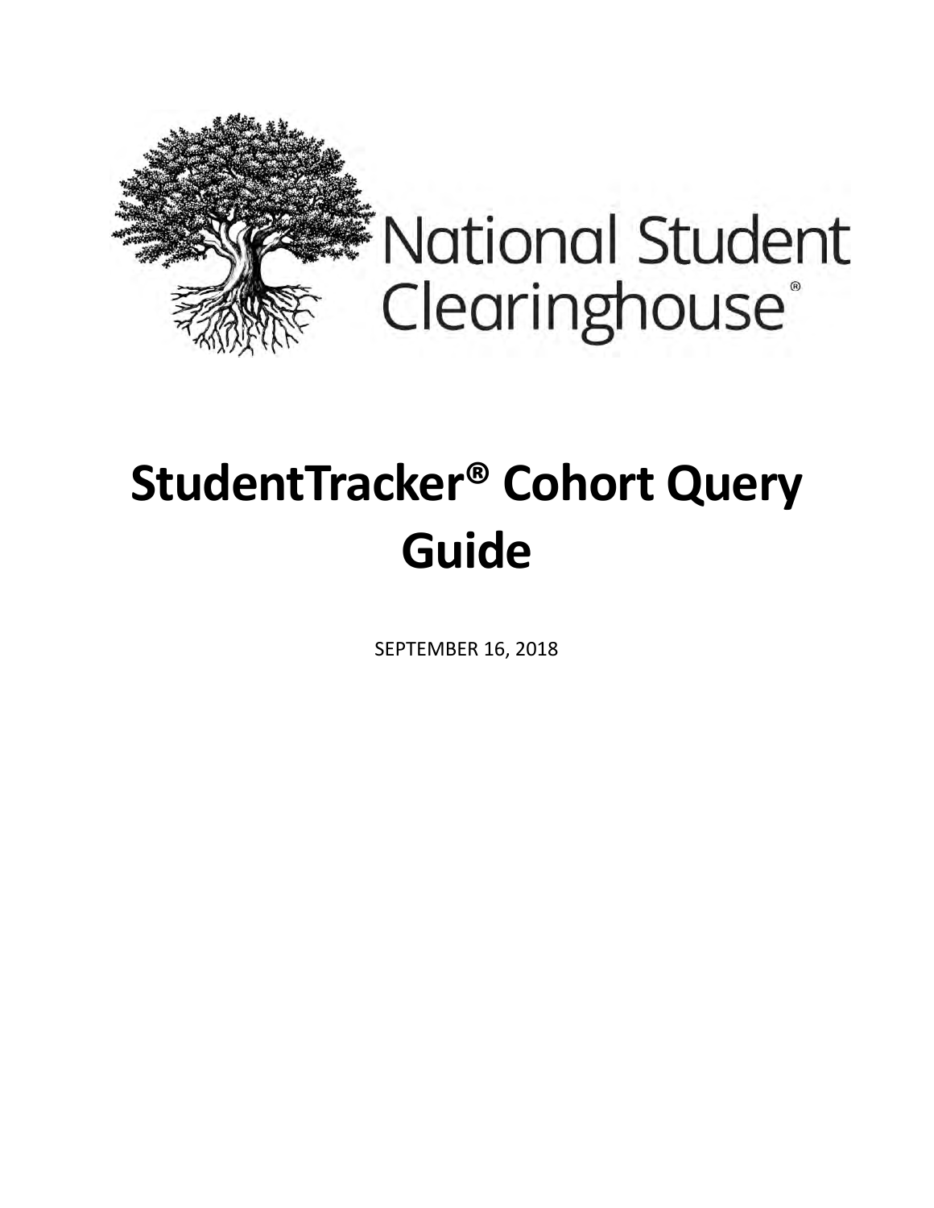National Student Clearinghouse®

# StudentTracker® Cohort Query Guide

SEPTEMBER 16, 2018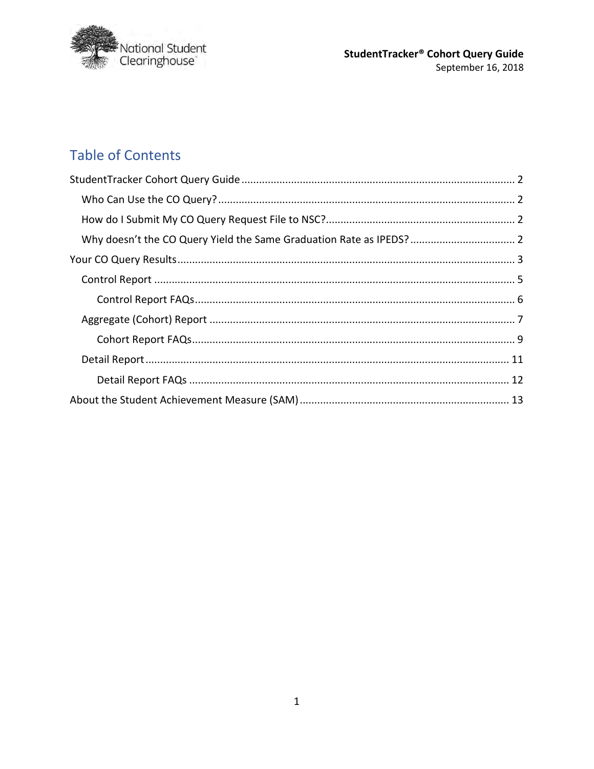# Table of Contents

StudentTracker Cohort Query Guide ............................................................................................ 2

  Who Can Use the CO Query? ..................................................................................................... 2

  How do I Submit My CO Query Request File to NSC? ................................................................ 2

  Why doesn't the CO Query Yield the Same Graduation Rate as IPEDS? .................................... 2

Your CO Query Results ................................................................................................................. 3

  Control Report ............................................................................................................................ 5

    Control Report FAQs ............................................................................................................... 6

  Aggregate (Cohort) Report ......................................................................................................... 7

    Cohort Report FAQs ................................................................................................................ 9

  Detail Report ............................................................................................................................. 11

    Detail Report FAQs ............................................................................................................... 12

About the Student Achievement Measure (SAM) ...................................................................... 13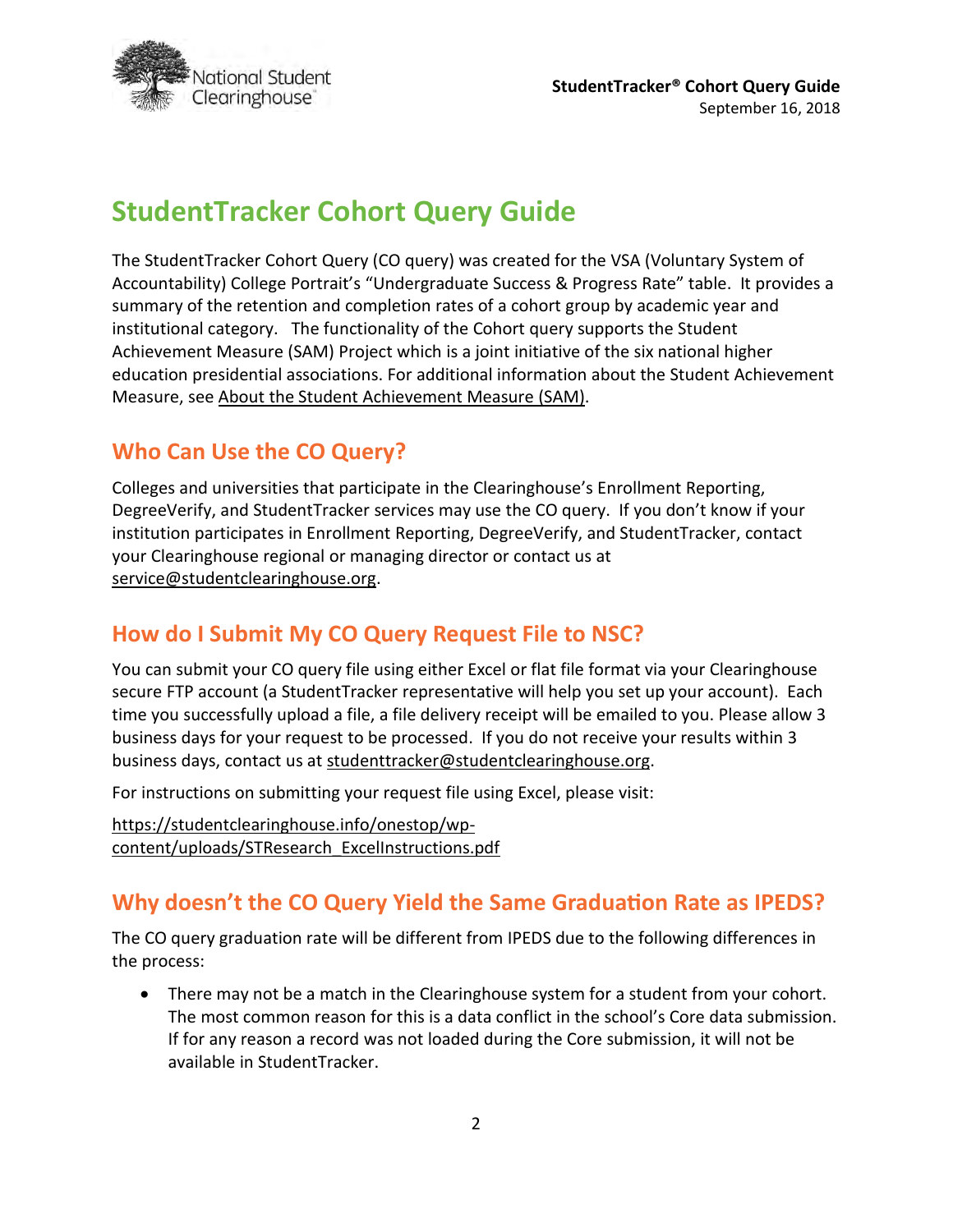# StudentTracker Cohort Query Guide

The StudentTracker Cohort Query (CO query) was created for the VSA (Voluntary System of Accountability) College Portrait's "Undergraduate Success & Progress Rate" table. It provides a summary of the retention and completion rates of a cohort group by academic year and institutional category. The functionality of the Cohort query supports the Student Achievement Measure (SAM) Project which is a joint initiative of the six national higher education presidential associations. For additional information about the Student Achievement Measure, see About the Student Achievement Measure (SAM).

## Who Can Use the CO Query?

Colleges and universities that participate in the Clearinghouse's Enrollment Reporting, DegreeVerify, and StudentTracker services may use the CO query. If you don't know if your institution participates in Enrollment Reporting, DegreeVerify, and StudentTracker, contact your Clearinghouse regional or managing director or contact us at service@studentclearinghouse.org.

## How do I Submit My CO Query Request File to NSC?

You can submit your CO query file using either Excel or flat file format via your Clearinghouse secure FTP account (a StudentTracker representative will help you set up your account). Each time you successfully upload a file, a file delivery receipt will be emailed to you. Please allow 3 business days for your request to be processed. If you do not receive your results within 3 business days, contact us at studenttracker@studentclearinghouse.org.

For instructions on submitting your request file using Excel, please visit:

https://studentclearinghouse.info/onestop/wp-content/uploads/STResearch_ExcelInstructions.pdf

## Why doesn't the CO Query Yield the Same Graduation Rate as IPEDS?

The CO query graduation rate will be different from IPEDS due to the following differences in the process:

- There may not be a match in the Clearinghouse system for a student from your cohort. The most common reason for this is a data conflict in the school's Core data submission. If for any reason a record was not loaded during the Core submission, it will not be available in StudentTracker.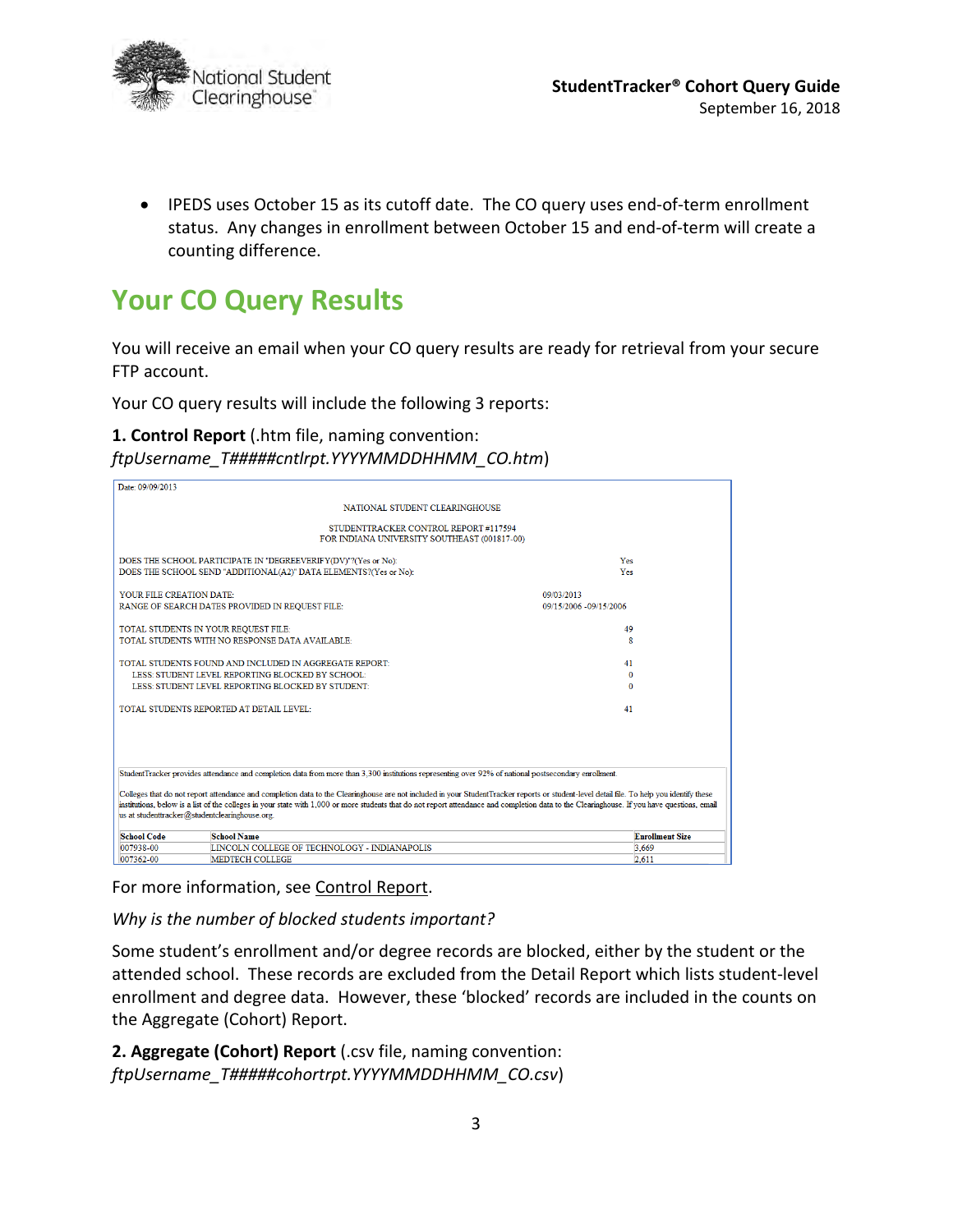- IPEDS uses October 15 as its cutoff date. The CO query uses end-of-term enrollment status. Any changes in enrollment between October 15 and end-of-term will create a counting difference.

# Your CO Query Results

You will receive an email when your CO query results are ready for retrieval from your secure FTP account.

Your CO query results will include the following 3 reports:

**1. Control Report** (.htm file, naming convention: *ftpUsername_T#####cntlrpt.YYYYMMDDHHMM_CO.htm*)

Date: 09/09/2013

NATIONAL STUDENT CLEARINGHOUSE

STUDENTTRACKER CONTROL REPORT #117594
FOR INDIANA UNIVERSITY SOUTHEAST (001817-00)

| | |
|---|---|
| DOES THE SCHOOL PARTICIPATE IN "DEGREEVERIFY(DV)"?(Yes or No): | Yes |
| DOES THE SCHOOL SEND "ADDITIONAL(A2)" DATA ELEMENTS?(Yes or No): | Yes |
| YOUR FILE CREATION DATE: | 09/03/2013 |
| RANGE OF SEARCH DATES PROVIDED IN REQUEST FILE: | 09/15/2006 -09/15/2006 |
| TOTAL STUDENTS IN YOUR REQUEST FILE: | 49 |
| TOTAL STUDENTS WITH NO RESPONSE DATA AVAILABLE: | 8 |
| TOTAL STUDENTS FOUND AND INCLUDED IN AGGREGATE REPORT: | 41 |
| LESS: STUDENT LEVEL REPORTING BLOCKED BY SCHOOL: | 0 |
| LESS: STUDENT LEVEL REPORTING BLOCKED BY STUDENT: | 0 |
| TOTAL STUDENTS REPORTED AT DETAIL LEVEL: | 41 |

StudentTracker provides attendance and completion data from more than 3,300 institutions representing over 92% of national postsecondary enrollment.

Colleges that do not report attendance and completion data to the Clearinghouse are not included in your StudentTracker reports or student-level detail file. To help you identify these institutions, below is a list of the colleges in your state with 1,000 or more students that do not report attendance and completion data to the Clearinghouse. If you have questions, email us at studenttracker@studentclearinghouse.org.

| School Code | School Name | Enrollment Size |
|---|---|---|
| 007938-00 | LINCOLN COLLEGE OF TECHNOLOGY - INDIANAPOLIS | 3,669 |
| 007362-00 | MEDTECH COLLEGE | 2,611 |

For more information, see Control Report.

*Why is the number of blocked students important?*

Some student's enrollment and/or degree records are blocked, either by the student or the attended school. These records are excluded from the Detail Report which lists student-level enrollment and degree data. However, these 'blocked' records are included in the counts on the Aggregate (Cohort) Report.

**2. Aggregate (Cohort) Report** (.csv file, naming convention: *ftpUsername_T#####cohortrpt.YYYYMMDDHHMM_CO.csv*)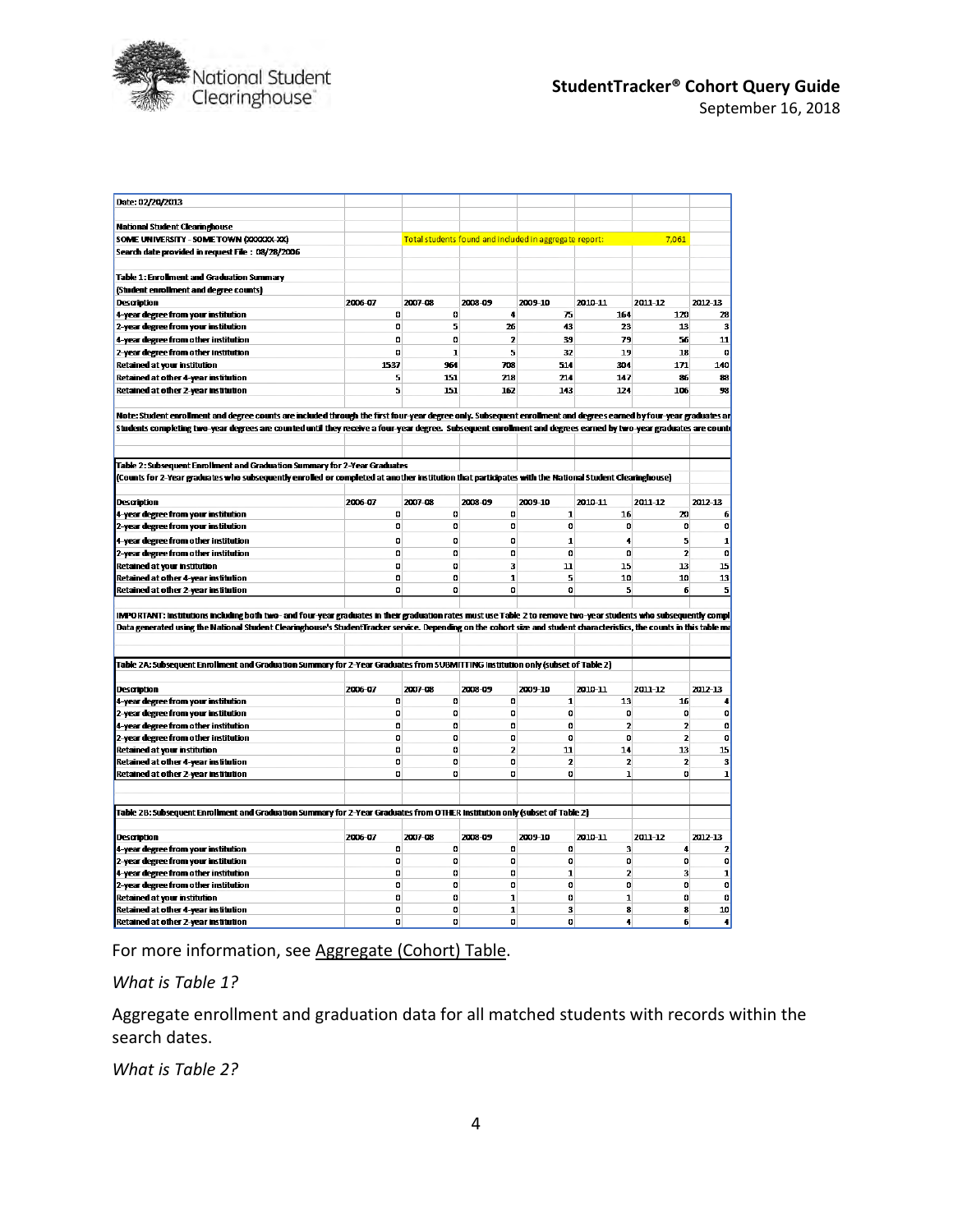Date: 02/20/2013

National Student Clearinghouse
SOME UNIVERSITY - SOME TOWN (XXXXXX-XX)

Total students found and included in aggregate report: 7,061

Search date provided in request File : 08/28/2006

**Table 1: Enrollment and Graduation Summary**
(Student enrollment and degree counts)

| Description | 2006-07 | 2007-08 | 2008-09 | 2009-10 | 2010-11 | 2011-12 | 2012-13 |
|---|---|---|---|---|---|---|---|
| 4-year degree from your institution | 0 | 0 | 4 | 75 | 164 | 170 | 28 |
| 2-year degree from your institution | 0 | 5 | 26 | 43 | 23 | 13 | 3 |
| 4-year degree from other institution | 0 | 0 | 2 | 39 | 79 | 56 | 11 |
| 2-year degree from other institution | 0 | 1 | 5 | 32 | 19 | 18 | 0 |
| Retained at your institution | 1537 | 964 | 708 | 514 | 304 | 171 | 140 |
| Retained at other 4-year institution | 5 | 151 | 218 | 214 | 147 | 86 | 88 |
| Retained at other 2-year institution | 5 | 151 | 162 | 143 | 124 | 106 | 98 |

Note: Student enrollment and degree counts are included through the first four-year degree only. Subsequent enrollment and degrees earned by four-year graduates ar
Students completing two-year degrees are counted until they receive a four-year degree. Subsequent enrollment and degrees earned by two-year graduates are count

**Table 2: Subsequent Enrollment and Graduation Summary for 2-Year Graduates**
(Counts for 2-Year graduates who subsequently enrolled or completed at another institution that participates with the National Student Clearinghouse)

| Description | 2006-07 | 2007-08 | 2008-09 | 2009-10 | 2010-11 | 2011-12 | 2012-13 |
|---|---|---|---|---|---|---|---|
| 4-year degree from your institution | 0 | 0 | 0 | 1 | 16 | 20 | 6 |
| 2-year degree from your institution | 0 | 0 | 0 | 0 | 0 | 0 | 0 |
| 4-year degree from other institution | 0 | 0 | 0 | 1 | 4 | 5 | 1 |
| 2-year degree from other institution | 0 | 0 | 0 | 0 | 0 | 2 | 0 |
| Retained at your institution | 0 | 0 | 3 | 11 | 15 | 13 | 15 |
| Retained at other 4-year institution | 0 | 0 | 1 | 5 | 10 | 10 | 13 |
| Retained at other 2-year institution | 0 | 0 | 0 | 0 | 5 | 6 | 5 |

IMPORTANT: Institutions including both two- and four-year graduates in their graduation rates must use Table 2 to remove two-year students who subsequently compl
Data generated using the National Student Clearinghouse's StudentTracker service. Depending on the cohort size and student characteristics, the counts in this table ma

**Table 2A: Subsequent Enrollment and Graduation Summary for 2-Year Graduates from SUBMITTING Institution only (subset of Table 2)**

| Description | 2006-07 | 2007-08 | 2008-09 | 2009-10 | 2010-11 | 2011-12 | 2012-13 |
|---|---|---|---|---|---|---|---|
| 4-year degree from your institution | 0 | 0 | 0 | 1 | 13 | 16 | 4 |
| 2-year degree from your institution | 0 | 0 | 0 | 0 | 0 | 0 | 0 |
| 4-year degree from other institution | 0 | 0 | 0 | 0 | 2 | 2 | 0 |
| 2-year degree from other institution | 0 | 0 | 0 | 0 | 0 | 2 | 0 |
| Retained at your institution | 0 | 0 | 2 | 11 | 14 | 13 | 15 |
| Retained at other 4-year institution | 0 | 0 | 0 | 2 | 2 | 2 | 3 |
| Retained at other 2-year institution | 0 | 0 | 0 | 0 | 1 | 0 | 1 |

**Table 2B: Subsequent Enrollment and Graduation Summary for 2-Year Graduates from OTHER Institution only (subset of Table 2)**

| Description | 2006-07 | 2007-08 | 2008-09 | 2009-10 | 2010-11 | 2011-12 | 2012-13 |
|---|---|---|---|---|---|---|---|
| 4-year degree from your institution | 0 | 0 | 0 | 0 | 3 | 4 | 2 |
| 2-year degree from your institution | 0 | 0 | 0 | 0 | 0 | 0 | 0 |
| 4-year degree from other institution | 0 | 0 | 0 | 1 | 2 | 3 | 1 |
| 2-year degree from other institution | 0 | 0 | 0 | 0 | 0 | 0 | 0 |
| Retained at your institution | 0 | 0 | 1 | 0 | 1 | 0 | 0 |
| Retained at other 4-year institution | 0 | 0 | 1 | 3 | 8 | 8 | 10 |
| Retained at other 2-year institution | 0 | 0 | 0 | 0 | 4 | 6 | 4 |

For more information, see Aggregate (Cohort) Table.

*What is Table 1?*

Aggregate enrollment and graduation data for all matched students with records within the search dates.

*What is Table 2?*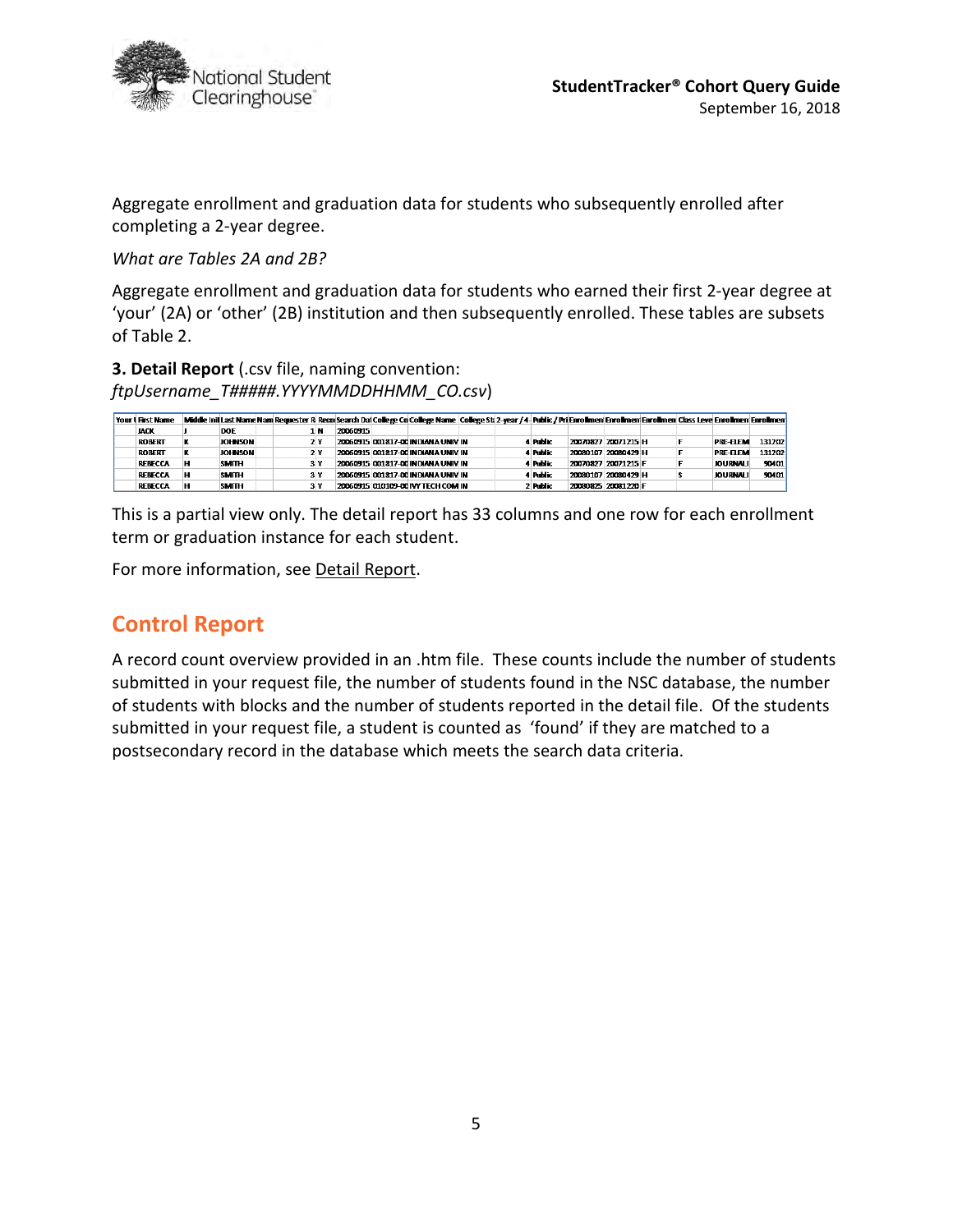Aggregate enrollment and graduation data for students who subsequently enrolled after completing a 2-year degree.

*What are Tables 2A and 2B?*

Aggregate enrollment and graduation data for students who earned their first 2-year degree at 'your' (2A) or 'other' (2B) institution and then subsequently enrolled. These tables are subsets of Table 2.

**3. Detail Report** (.csv file, naming convention: *ftpUsername_T#####.YYYYMMDDHHMM_CO.csv*)

| Your U | First Name | Middle Init | Last Name | Name | Requester R | Recor | Search Dat | College Co | College Name | College St | 2-year / 4 | Public / Pri | Enrollmen | Enrollmen | Enrollmen | Class Leve | Enrollmen | Enrollmen |
|---|---|---|---|---|---|---|---|---|---|---|---|---|---|---|---|---|---|---|
| | JACK | J | DOE | | 1 | N | 20060915 | | | | | | | | | | | |
| | ROBERT | K | JOHNSON | | 2 | Y | 20060915 | 001817-00 | INDIANA UNIV | IN | 4 | Public | 20070827 | 20071215 | H | F | PRE-ELEM | 131202 |
| | ROBERT | K | JOHNSON | | 2 | Y | 20060915 | 001817-00 | INDIANA UNIV | IN | 4 | Public | 20080107 | 20080429 | H | F | PRE-ELEM | 131202 |
| | REBECCA | H | SMITH | | 3 | Y | 20060915 | 001817-00 | INDIANA UNIV | IN | 4 | Public | 20070827 | 20071215 | F | F | JOURNALI | 90401 |
| | REBECCA | H | SMITH | | 3 | Y | 20060915 | 001817-00 | INDIANA UNIV | IN | 4 | Public | 20080107 | 20080429 | H | S | JOURNALI | 90401 |
| | REBECCA | H | SMITH | | 3 | Y | 20060915 | 010109-00 | IVY TECH COM | IN | 2 | Public | 20080825 | 20081220 | F | | | |

This is a partial view only. The detail report has 33 columns and one row for each enrollment term or graduation instance for each student.

For more information, see Detail Report.

## Control Report

A record count overview provided in an .htm file. These counts include the number of students submitted in your request file, the number of students found in the NSC database, the number of students with blocks and the number of students reported in the detail file. Of the students submitted in your request file, a student is counted as 'found' if they are matched to a postsecondary record in the database which meets the search data criteria.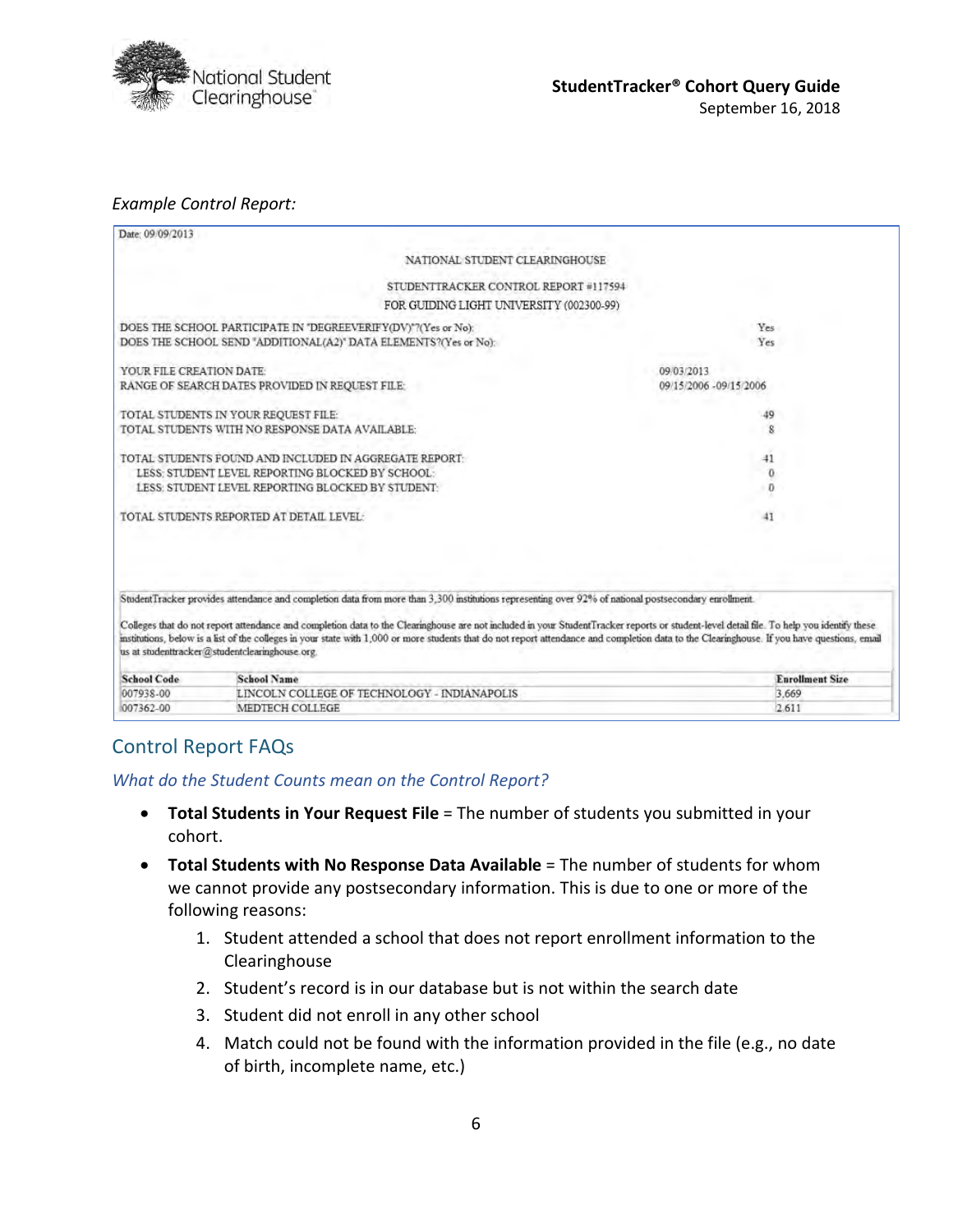*Example Control Report:*

Date: 09/09/2013

NATIONAL STUDENT CLEARINGHOUSE

STUDENTTRACKER CONTROL REPORT #117594

FOR GUIDING LIGHT UNIVERSITY (002300-99)

| | |
|---|---|
| DOES THE SCHOOL PARTICIPATE IN "DEGREEVERIFY(DV)"?(Yes or No): | Yes |
| DOES THE SCHOOL SEND "ADDITIONAL(A2)" DATA ELEMENTS?(Yes or No): | Yes |
| YOUR FILE CREATION DATE: | 09/03/2013 |
| RANGE OF SEARCH DATES PROVIDED IN REQUEST FILE: | 09/15/2006 -09/15/2006 |
| TOTAL STUDENTS IN YOUR REQUEST FILE: | 49 |
| TOTAL STUDENTS WITH NO RESPONSE DATA AVAILABLE: | 8 |
| TOTAL STUDENTS FOUND AND INCLUDED IN AGGREGATE REPORT: | 41 |
| LESS: STUDENT LEVEL REPORTING BLOCKED BY SCHOOL: | 0 |
| LESS: STUDENT LEVEL REPORTING BLOCKED BY STUDENT: | 0 |
| TOTAL STUDENTS REPORTED AT DETAIL LEVEL: | 41 |

StudentTracker provides attendance and completion data from more than 3,300 institutions representing over 92% of national postsecondary enrollment.

Colleges that do not report attendance and completion data to the Clearinghouse are not included in your StudentTracker reports or student-level detail file. To help you identify these institutions, below is a list of the colleges in your state with 1,000 or more students that do not report attendance and completion data to the Clearinghouse. If you have questions, email us at studenttracker@studentclearinghouse.org.

| School Code | School Name | Enrollment Size |
|---|---|---|
| 007938-00 | LINCOLN COLLEGE OF TECHNOLOGY - INDIANAPOLIS | 3,669 |
| 007362-00 | MEDTECH COLLEGE | 2,611 |

## Control Report FAQs

### *What do the Student Counts mean on the Control Report?*

- **Total Students in Your Request File** = The number of students you submitted in your cohort.
- **Total Students with No Response Data Available** = The number of students for whom we cannot provide any postsecondary information. This is due to one or more of the following reasons:
    1. Student attended a school that does not report enrollment information to the Clearinghouse
    2. Student's record is in our database but is not within the search date
    3. Student did not enroll in any other school
    4. Match could not be found with the information provided in the file (e.g., no date of birth, incomplete name, etc.)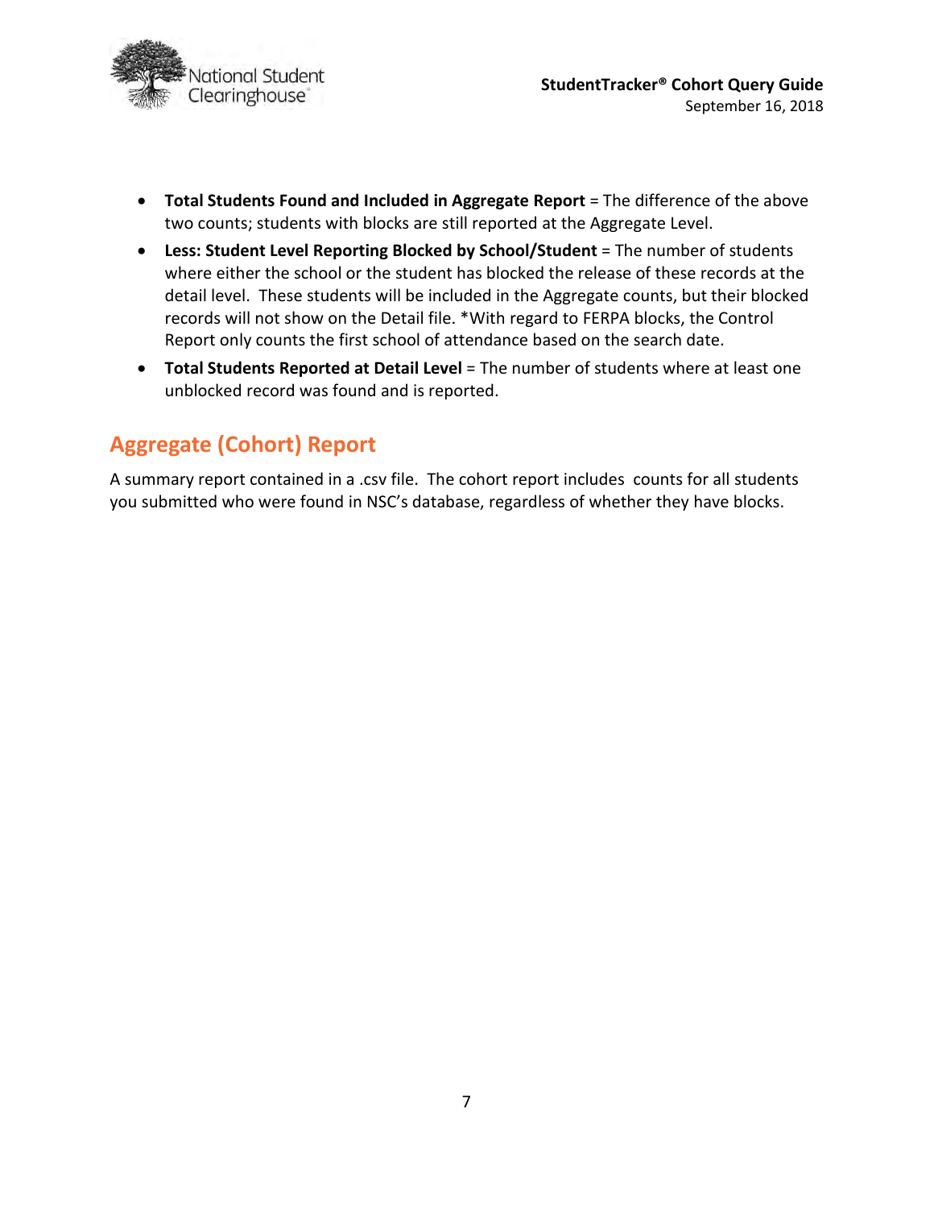- **Total Students Found and Included in Aggregate Report** = The difference of the above two counts; students with blocks are still reported at the Aggregate Level.
- **Less: Student Level Reporting Blocked by School/Student** = The number of students where either the school or the student has blocked the release of these records at the detail level. These students will be included in the Aggregate counts, but their blocked records will not show on the Detail file. *With regard to FERPA blocks, the Control Report only counts the first school of attendance based on the search date.
- **Total Students Reported at Detail Level** = The number of students where at least one unblocked record was found and is reported.

## Aggregate (Cohort) Report

A summary report contained in a .csv file. The cohort report includes counts for all students you submitted who were found in NSC's database, regardless of whether they have blocks.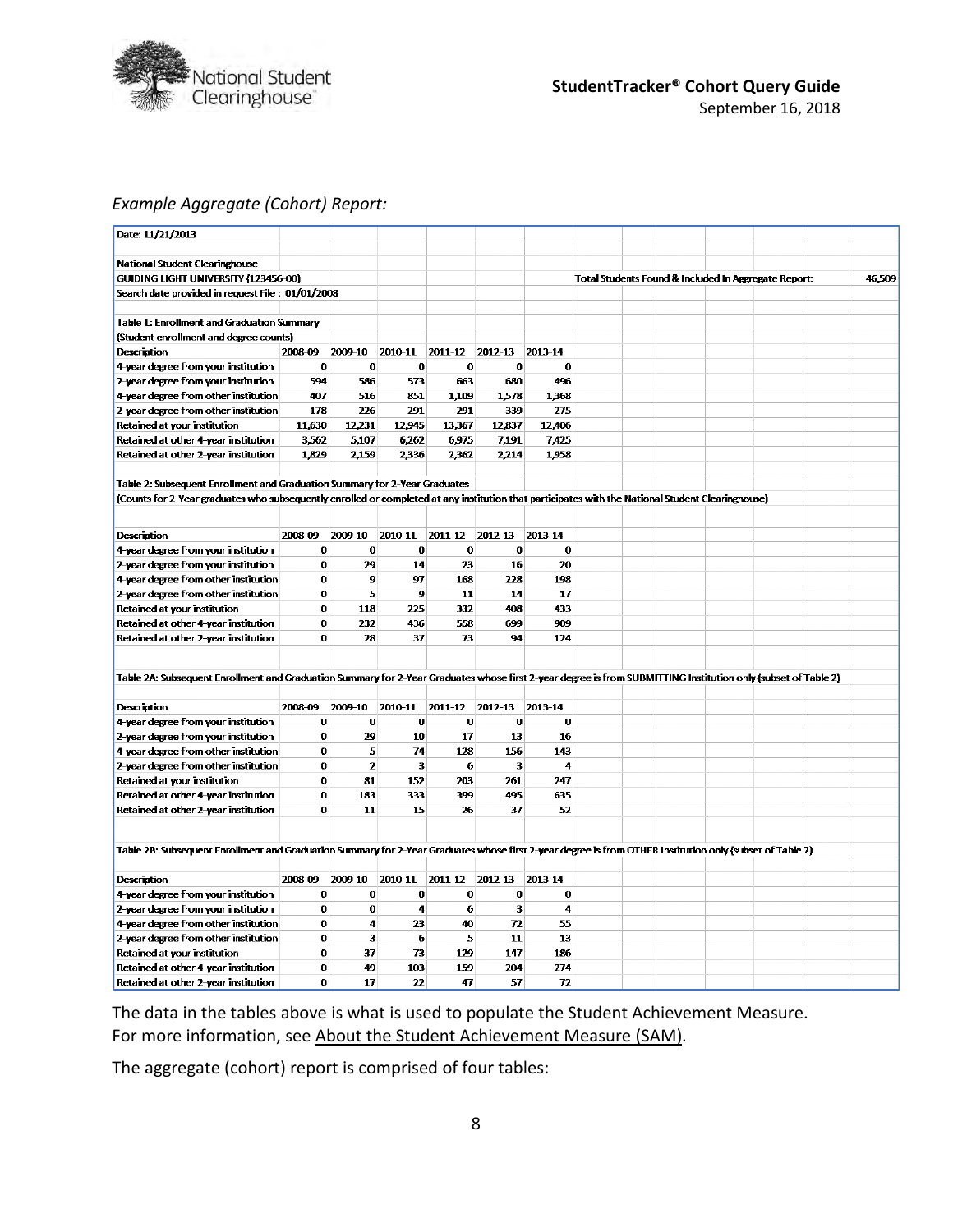*Example Aggregate (Cohort) Report:*

Date: 11/21/2013

National Student Clearinghouse
GUIDING LIGHT UNIVERSITY (123456-00)
Search date provided in request File : 01/01/2008

Total Students Found & Included In Aggregate Report: 46,509

**Table 1: Enrollment and Graduation Summary**
(Student enrollment and degree counts)

| Description | 2008-09 | 2009-10 | 2010-11 | 2011-12 | 2012-13 | 2013-14 |
|---|---|---|---|---|---|---|
| 4-year degree from your institution | 0 | 0 | 0 | 0 | 0 | 0 |
| 2-year degree from your institution | 594 | 586 | 573 | 663 | 680 | 496 |
| 4-year degree from other institution | 407 | 516 | 851 | 1,109 | 1,578 | 1,368 |
| 2-year degree from other institution | 178 | 226 | 291 | 291 | 339 | 275 |
| Retained at your institution | 11,630 | 12,231 | 12,945 | 13,367 | 12,837 | 12,406 |
| Retained at other 4-year institution | 3,562 | 5,107 | 6,262 | 6,975 | 7,191 | 7,425 |
| Retained at other 2-year institution | 1,829 | 2,159 | 2,336 | 2,362 | 2,214 | 1,958 |

**Table 2: Subsequent Enrollment and Graduation Summary for 2-Year Graduates**
(Counts for 2-Year graduates who subsequently enrolled or completed at any institution that participates with the National Student Clearinghouse)

| Description | 2008-09 | 2009-10 | 2010-11 | 2011-12 | 2012-13 | 2013-14 |
|---|---|---|---|---|---|---|
| 4-year degree from your institution | 0 | 0 | 0 | 0 | 0 | 0 |
| 2-year degree from your institution | 0 | 29 | 14 | 23 | 16 | 20 |
| 4-year degree from other institution | 0 | 9 | 97 | 168 | 228 | 198 |
| 2-year degree from other institution | 0 | 5 | 9 | 11 | 14 | 17 |
| Retained at your institution | 0 | 118 | 225 | 332 | 408 | 433 |
| Retained at other 4-year institution | 0 | 232 | 436 | 558 | 699 | 909 |
| Retained at other 2-year institution | 0 | 28 | 37 | 73 | 94 | 124 |

**Table 2A: Subsequent Enrollment and Graduation Summary for 2-Year Graduates whose first 2-year degree is from SUBMITTING Institution only (subset of Table 2)**

| Description | 2008-09 | 2009-10 | 2010-11 | 2011-12 | 2012-13 | 2013-14 |
|---|---|---|---|---|---|---|
| 4-year degree from your institution | 0 | 0 | 0 | 0 | 0 | 0 |
| 2-year degree from your institution | 0 | 29 | 10 | 17 | 13 | 16 |
| 4-year degree from other institution | 0 | 5 | 74 | 128 | 156 | 143 |
| 2-year degree from other institution | 0 | 2 | 3 | 6 | 3 | 4 |
| Retained at your institution | 0 | 81 | 152 | 203 | 261 | 247 |
| Retained at other 4-year institution | 0 | 183 | 333 | 399 | 495 | 635 |
| Retained at other 2-year institution | 0 | 11 | 15 | 26 | 37 | 52 |

**Table 2B: Subsequent Enrollment and Graduation Summary for 2-Year Graduates whose first 2-year degree is from OTHER Institution only (subset of Table 2)**

| Description | 2008-09 | 2009-10 | 2010-11 | 2011-12 | 2012-13 | 2013-14 |
|---|---|---|---|---|---|---|
| 4-year degree from your institution | 0 | 0 | 0 | 0 | 0 | 0 |
| 2-year degree from your institution | 0 | 0 | 4 | 6 | 3 | 4 |
| 4-year degree from other institution | 0 | 4 | 23 | 40 | 72 | 55 |
| 2-year degree from other institution | 0 | 3 | 6 | 5 | 11 | 13 |
| Retained at your institution | 0 | 37 | 73 | 129 | 147 | 186 |
| Retained at other 4-year institution | 0 | 49 | 103 | 159 | 204 | 274 |
| Retained at other 2-year institution | 0 | 17 | 22 | 47 | 57 | 72 |

The data in the tables above is what is used to populate the Student Achievement Measure. For more information, see About the Student Achievement Measure (SAM).

The aggregate (cohort) report is comprised of four tables: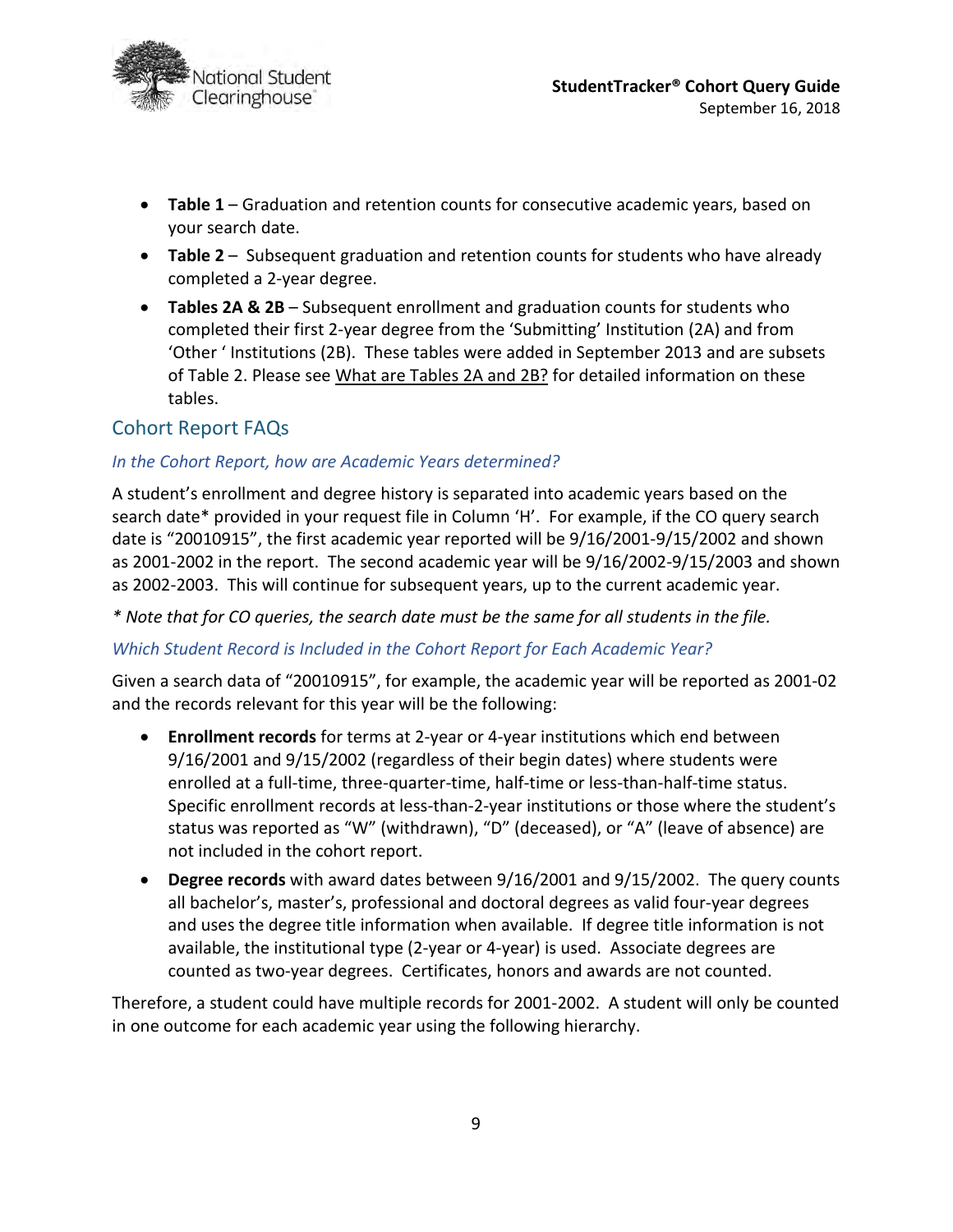- **Table 1** – Graduation and retention counts for consecutive academic years, based on your search date.
- **Table 2** – Subsequent graduation and retention counts for students who have already completed a 2-year degree.
- **Tables 2A & 2B** – Subsequent enrollment and graduation counts for students who completed their first 2-year degree from the 'Submitting' Institution (2A) and from 'Other ' Institutions (2B). These tables were added in September 2013 and are subsets of Table 2. Please see What are Tables 2A and 2B? for detailed information on these tables.

## Cohort Report FAQs

### *In the Cohort Report, how are Academic Years determined?*

A student's enrollment and degree history is separated into academic years based on the search date* provided in your request file in Column 'H'. For example, if the CO query search date is "20010915", the first academic year reported will be 9/16/2001-9/15/2002 and shown as 2001-2002 in the report. The second academic year will be 9/16/2002-9/15/2003 and shown as 2002-2003. This will continue for subsequent years, up to the current academic year.

*\* Note that for CO queries, the search date must be the same for all students in the file.*

### *Which Student Record is Included in the Cohort Report for Each Academic Year?*

Given a search data of "20010915", for example, the academic year will be reported as 2001-02 and the records relevant for this year will be the following:

- **Enrollment records** for terms at 2-year or 4-year institutions which end between 9/16/2001 and 9/15/2002 (regardless of their begin dates) where students were enrolled at a full-time, three-quarter-time, half-time or less-than-half-time status. Specific enrollment records at less-than-2-year institutions or those where the student's status was reported as "W" (withdrawn), "D" (deceased), or "A" (leave of absence) are not included in the cohort report.
- **Degree records** with award dates between 9/16/2001 and 9/15/2002. The query counts all bachelor's, master's, professional and doctoral degrees as valid four-year degrees and uses the degree title information when available. If degree title information is not available, the institutional type (2-year or 4-year) is used. Associate degrees are counted as two-year degrees. Certificates, honors and awards are not counted.

Therefore, a student could have multiple records for 2001-2002. A student will only be counted in one outcome for each academic year using the following hierarchy.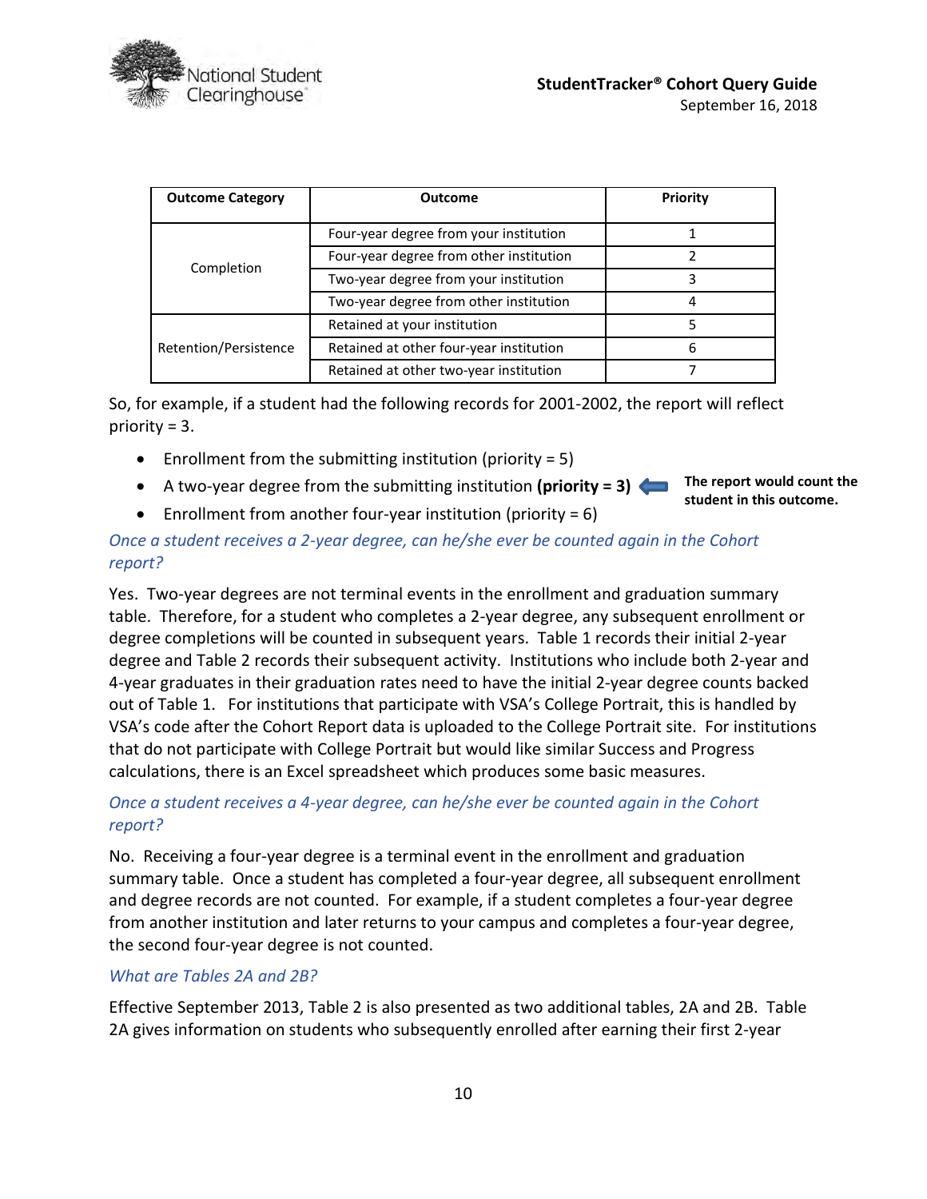| Outcome Category | Outcome | Priority |
|---|---|---|
| Completion | Four-year degree from your institution | 1 |
| | Four-year degree from other institution | 2 |
| | Two-year degree from your institution | 3 |
| | Two-year degree from other institution | 4 |
| Retention/Persistence | Retained at your institution | 5 |
| | Retained at other four-year institution | 6 |
| | Retained at other two-year institution | 7 |

So, for example, if a student had the following records for 2001-2002, the report will reflect priority = 3.

- Enrollment from the submitting institution (priority = 5)
- A two-year degree from the submitting institution **(priority = 3)** ⟵ **The report would count the student in this outcome.**
- Enrollment from another four-year institution (priority = 6)

*Once a student receives a 2-year degree, can he/she ever be counted again in the Cohort report?*

Yes. Two-year degrees are not terminal events in the enrollment and graduation summary table. Therefore, for a student who completes a 2-year degree, any subsequent enrollment or degree completions will be counted in subsequent years. Table 1 records their initial 2-year degree and Table 2 records their subsequent activity. Institutions who include both 2-year and 4-year graduates in their graduation rates need to have the initial 2-year degree counts backed out of Table 1. For institutions that participate with VSA's College Portrait, this is handled by VSA's code after the Cohort Report data is uploaded to the College Portrait site. For institutions that do not participate with College Portrait but would like similar Success and Progress calculations, there is an Excel spreadsheet which produces some basic measures.

*Once a student receives a 4-year degree, can he/she ever be counted again in the Cohort report?*

No. Receiving a four-year degree is a terminal event in the enrollment and graduation summary table. Once a student has completed a four-year degree, all subsequent enrollment and degree records are not counted. For example, if a student completes a four-year degree from another institution and later returns to your campus and completes a four-year degree, the second four-year degree is not counted.

*What are Tables 2A and 2B?*

Effective September 2013, Table 2 is also presented as two additional tables, 2A and 2B. Table 2A gives information on students who subsequently enrolled after earning their first 2-year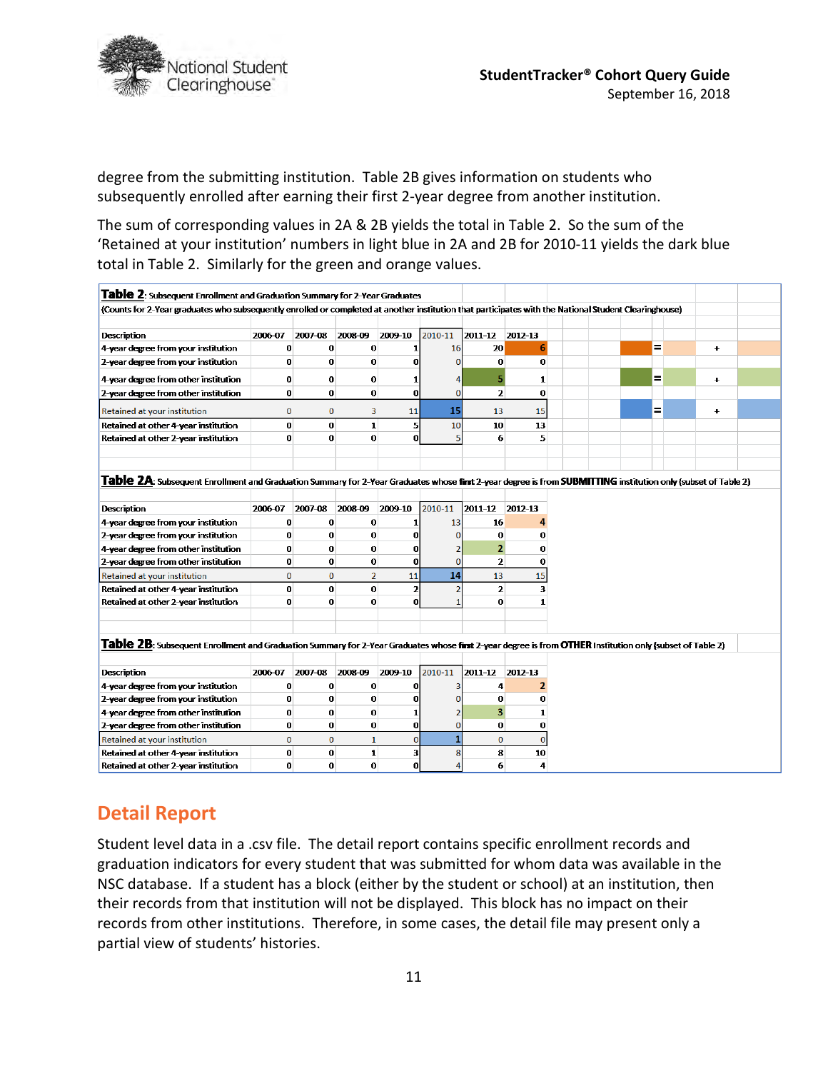degree from the submitting institution. Table 2B gives information on students who subsequently enrolled after earning their first 2-year degree from another institution.

The sum of corresponding values in 2A & 2B yields the total in Table 2. So the sum of the 'Retained at your institution' numbers in light blue in 2A and 2B for 2010-11 yields the dark blue total in Table 2. Similarly for the green and orange values.

**Table 2**: Subsequent Enrollment and Graduation Summary for 2-Year Graduates

(Counts for 2-Year graduates who subsequently enrolled or completed at another institution that participates with the National Student Clearinghouse)

| Description | 2006-07 | 2007-08 | 2008-09 | 2009-10 | 2010-11 | 2011-12 | 2012-13 |
|---|---|---|---|---|---|---|---|
| 4-year degree from your institution | 0 | 0 | 0 | 1 | 16 | 20 | 6 |
| 2-year degree from your institution | 0 | 0 | 0 | 0 | 0 | 0 | 0 |
| 4-year degree from other institution | 0 | 0 | 0 | 1 | 4 | 5 | 1 |
| 2-year degree from other institution | 0 | 0 | 0 | 0 | 0 | 2 | 0 |
| Retained at your institution | 0 | 0 | 3 | 11 | 15 | 13 | 15 |
| Retained at other 4-year institution | 0 | 0 | 1 | 5 | 10 | 10 | 13 |
| Retained at other 2-year institution | 0 | 0 | 0 | 0 | 5 | 6 | 5 |

**Table 2A**: Subsequent Enrollment and Graduation Summary for 2-Year Graduates whose first 2-year degree is from **SUBMITTING** institution only (subset of Table 2)

| Description | 2006-07 | 2007-08 | 2008-09 | 2009-10 | 2010-11 | 2011-12 | 2012-13 |
|---|---|---|---|---|---|---|---|
| 4-year degree from your institution | 0 | 0 | 0 | 1 | 13 | 16 | 4 |
| 2-year degree from your institution | 0 | 0 | 0 | 0 | 0 | 0 | 0 |
| 4-year degree from other institution | 0 | 0 | 0 | 0 | 2 | 2 | 0 |
| 2-year degree from other institution | 0 | 0 | 0 | 0 | 0 | 2 | 0 |
| Retained at your institution | 0 | 0 | 2 | 11 | 14 | 13 | 15 |
| Retained at other 4-year institution | 0 | 0 | 0 | 2 | 2 | 2 | 3 |
| Retained at other 2-year institution | 0 | 0 | 0 | 0 | 1 | 0 | 1 |

**Table 2B**: Subsequent Enrollment and Graduation Summary for 2-Year Graduates whose first 2-year degree is from **OTHER** Institution only (subset of Table 2)

| Description | 2006-07 | 2007-08 | 2008-09 | 2009-10 | 2010-11 | 2011-12 | 2012-13 |
|---|---|---|---|---|---|---|---|
| 4-year degree from your institution | 0 | 0 | 0 | 0 | 3 | 4 | 2 |
| 2-year degree from your institution | 0 | 0 | 0 | 0 | 0 | 0 | 0 |
| 4-year degree from other institution | 0 | 0 | 0 | 1 | 2 | 3 | 1 |
| 2-year degree from other institution | 0 | 0 | 0 | 0 | 0 | 0 | 0 |
| Retained at your institution | 0 | 0 | 1 | 0 | 1 | 0 | 0 |
| Retained at other 4-year institution | 0 | 0 | 1 | 3 | 8 | 8 | 10 |
| Retained at other 2-year institution | 0 | 0 | 0 | 0 | 4 | 6 | 4 |

## Detail Report

Student level data in a .csv file. The detail report contains specific enrollment records and graduation indicators for every student that was submitted for whom data was available in the NSC database. If a student has a block (either by the student or school) at an institution, then their records from that institution will not be displayed. This block has no impact on their records from other institutions. Therefore, in some cases, the detail file may present only a partial view of students' histories.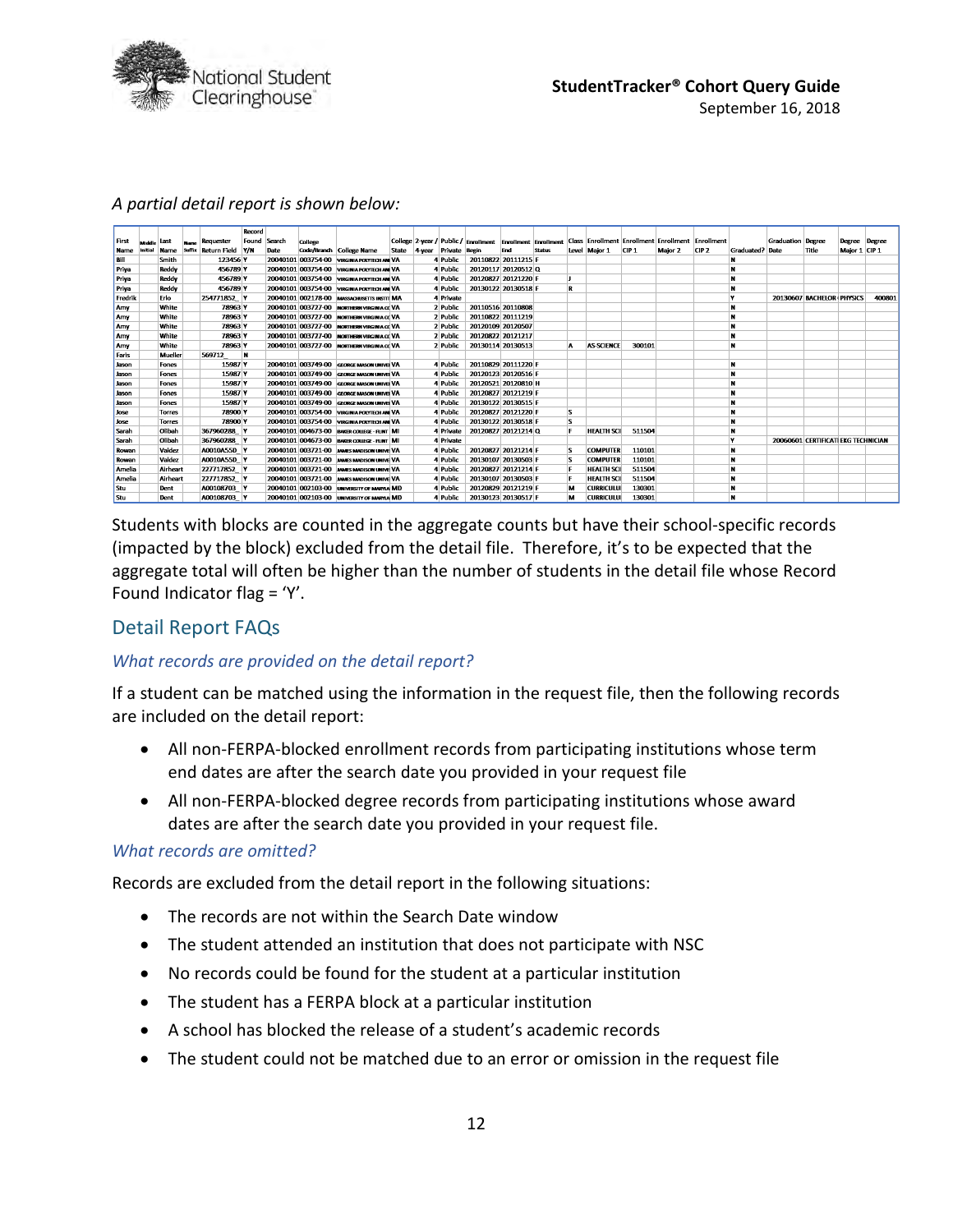*A partial detail report is shown below:*

| First Name | Middle Initial | Last Name | Name Suffix | Requester Return Field | Record Found Y/N | Search Date | College Code/Branch | College Name | College State | 2-year / 4-year | Public / Private | Enrollment Begin | Enrollment End | Enrollment Status | Class Level | Enrollment Major 1 | Enrollment CIP 1 | Enrollment Major 2 | Enrollment CIP 2 | Graduated? | Graduation Date | Degree Title | Degree Major 1 | Degree CIP 1 |
|---|---|---|---|---|---|---|---|---|---|---|---|---|---|---|---|---|---|---|---|---|---|---|---|---|
| Bill | | Smith | | 123456 | Y | 20040101 | 003754-00 | VIRGINIA POLYTECH AN | VA | 4 | Public | 20110822 | 20111215 | F | | | | | | N | | | | |
| Priya | | Reddy | | 456789 | Y | 20040101 | 003754-00 | VIRGINIA POLYTECH AN | VA | 4 | Public | 20120117 | 20120512 | Q | | | | | | N | | | | |
| Priya | | Reddy | | 456789 | Y | 20040101 | 003754-00 | VIRGINIA POLYTECH AN | VA | 4 | Public | 20120827 | 20121220 | F | J | | | | | N | | | | |
| Priya | | Reddy | | 456789 | Y | 20040101 | 003754-00 | VIRGINIA POLYTECH AN | VA | 4 | Public | 20130122 | 20130518 | F | R | | | | | N | | | | |
| Fredrik | | Erlo | | 254771852_ | Y | 20040101 | 002178-00 | MASSACHUSETTS INSTI | MA | 4 | Private | | | | | | | | | Y | 20130607 | BACHELOR | PHYSICS | 400801 |
| Amy | | White | | 78963 | Y | 20040101 | 003727-00 | NORTHERN VIRGINIA CC | VA | 2 | Public | 20110516 | 20110808 | | | | | | | N | | | | |
| Amy | | White | | 78963 | Y | 20040101 | 003727-00 | NORTHERN VIRGINIA CC | VA | 2 | Public | 20110822 | 20111219 | | | | | | | N | | | | |
| Amy | | White | | 78963 | Y | 20040101 | 003727-00 | NORTHERN VIRGINIA CC | VA | 2 | Public | 20120109 | 20120507 | | | | | | | N | | | | |
| Amy | | White | | 78963 | Y | 20040101 | 003727-00 | NORTHERN VIRGINIA CC | VA | 2 | Public | 20120822 | 20121217 | | | | | | | N | | | | |
| Amy | | White | | 78963 | Y | 20040101 | 003727-00 | NORTHERN VIRGINIA CC | VA | 2 | Public | 20130114 | 20130513 | | A | AS-SCIENCE | 300101 | | | N | | | | |
| Faris | | Mueller | | 569712_ | N | | | | | | | | | | | | | | | | | | | |
| Jason | | Fones | | 15987 | Y | 20040101 | 003749-00 | GEORGE MASON UNIVE | VA | 4 | Public | 20110829 | 20111220 | F | | | | | | N | | | | |
| Jason | | Fones | | 15987 | Y | 20040101 | 003749-00 | GEORGE MASON UNIVE | VA | 4 | Public | 20120123 | 20120516 | F | | | | | | N | | | | |
| Jason | | Fones | | 15987 | Y | 20040101 | 003749-00 | GEORGE MASON UNIVE | VA | 4 | Public | 20120521 | 20120810 | H | | | | | | N | | | | |
| Jason | | Fones | | 15987 | Y | 20040101 | 003749-00 | GEORGE MASON UNIVE | VA | 4 | Public | 20120827 | 20121219 | F | | | | | | N | | | | |
| Jason | | Fones | | 15987 | Y | 20040101 | 003749-00 | GEORGE MASON UNIVE | VA | 4 | Public | 20130122 | 20130515 | F | | | | | | N | | | | |
| Jose | | Torres | | 78900 | Y | 20040101 | 003754-00 | VIRGINIA POLYTECH AN | VA | 4 | Public | 20120827 | 20121220 | F | S | | | | | N | | | | |
| Jose | | Torres | | 78900 | Y | 20040101 | 003754-00 | VIRGINIA POLYTECH AN | VA | 4 | Public | 20130122 | 20130518 | F | S | | | | | N | | | | |
| Sarah | | Ollbah | | 367960288_ | Y | 20040101 | 004673-00 | BAKER COLLEGE - FLINT | MI | 4 | Private | 20120827 | 20121214 | Q | F | HEALTH SCI | 511504 | | | N | | | | |
| Sarah | | Ollbah | | 367960288_ | Y | 20040101 | 004673-00 | BAKER COLLEGE - FLINT | MI | 4 | Private | | | | | | | | | Y | 20060601 | CERTIFICATI | EKG TECHNICIAN | |
| Rowan | | Valdez | | A0010A55D_ | Y | 20040101 | 003721-00 | JAMES MADISON UNIVE | VA | 4 | Public | 20120827 | 20121214 | F | S | COMPUTER | 110101 | | | N | | | | |
| Rowan | | Valdez | | A0010A55D_ | Y | 20040101 | 003721-00 | JAMES MADISON UNIVE | VA | 4 | Public | 20130107 | 20130503 | F | S | COMPUTER | 110101 | | | N | | | | |
| Amelia | | Airheart | | 227717852_ | Y | 20040101 | 003721-00 | JAMES MADISON UNIVE | VA | 4 | Public | 20120827 | 20121214 | F | F | HEALTH SCI | 511504 | | | N | | | | |
| Amelia | | Airheart | | 227717852_ | Y | 20040101 | 003721-00 | JAMES MADISON UNIVE | VA | 4 | Public | 20130107 | 20130503 | F | F | HEALTH SCI | 511504 | | | N | | | | |
| Stu | | Dent | | A00108703_ | Y | 20040101 | 002103-00 | UNIVERSITY OF MARYLA | MD | 4 | Public | 20120829 | 20121219 | F | M | CURRICULUI | 130301 | | | N | | | | |
| Stu | | Dent | | A00108703_ | Y | 20040101 | 002103-00 | UNIVERSITY OF MARYLA | MD | 4 | Public | 20130123 | 20130517 | F | M | CURRICULUI | 130301 | | | N | | | | |

Students with blocks are counted in the aggregate counts but have their school-specific records (impacted by the block) excluded from the detail file. Therefore, it's to be expected that the aggregate total will often be higher than the number of students in the detail file whose Record Found Indicator flag = 'Y'.

## Detail Report FAQs

### *What records are provided on the detail report?*

If a student can be matched using the information in the request file, then the following records are included on the detail report:

- All non-FERPA-blocked enrollment records from participating institutions whose term end dates are after the search date you provided in your request file
- All non-FERPA-blocked degree records from participating institutions whose award dates are after the search date you provided in your request file.

### *What records are omitted?*

Records are excluded from the detail report in the following situations:

- The records are not within the Search Date window
- The student attended an institution that does not participate with NSC
- No records could be found for the student at a particular institution
- The student has a FERPA block at a particular institution
- A school has blocked the release of a student's academic records
- The student could not be matched due to an error or omission in the request file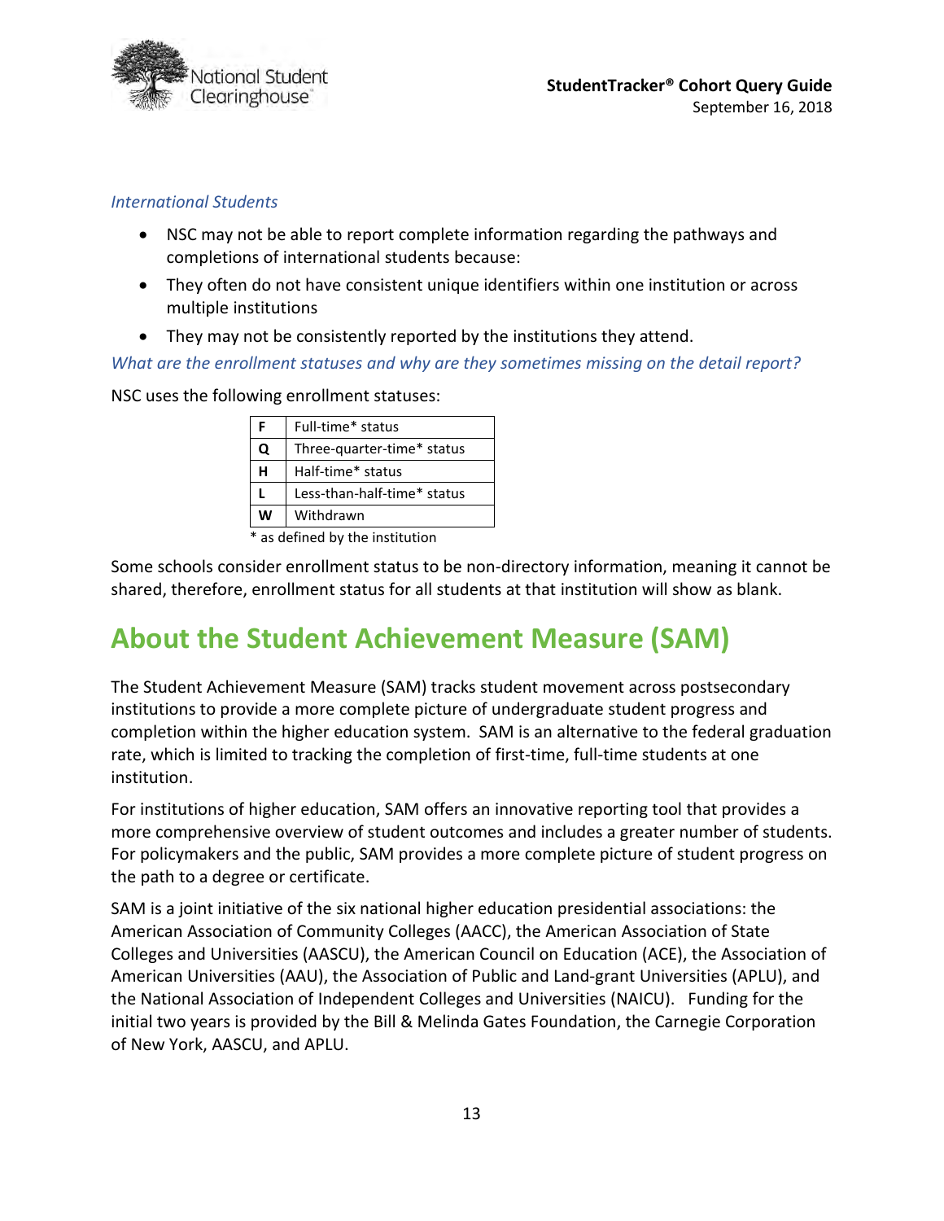*International Students*

- NSC may not be able to report complete information regarding the pathways and completions of international students because:
- They often do not have consistent unique identifiers within one institution or across multiple institutions
- They may not be consistently reported by the institutions they attend.

*What are the enrollment statuses and why are they sometimes missing on the detail report?*

NSC uses the following enrollment statuses:

| | |
|---|---|
| **F** | Full-time* status |
| **Q** | Three-quarter-time* status |
| **H** | Half-time* status |
| **L** | Less-than-half-time* status |
| **W** | Withdrawn |

\* as defined by the institution

Some schools consider enrollment status to be non-directory information, meaning it cannot be shared, therefore, enrollment status for all students at that institution will show as blank.

# About the Student Achievement Measure (SAM)

The Student Achievement Measure (SAM) tracks student movement across postsecondary institutions to provide a more complete picture of undergraduate student progress and completion within the higher education system. SAM is an alternative to the federal graduation rate, which is limited to tracking the completion of first-time, full-time students at one institution.

For institutions of higher education, SAM offers an innovative reporting tool that provides a more comprehensive overview of student outcomes and includes a greater number of students. For policymakers and the public, SAM provides a more complete picture of student progress on the path to a degree or certificate.

SAM is a joint initiative of the six national higher education presidential associations: the American Association of Community Colleges (AACC), the American Association of State Colleges and Universities (AASCU), the American Council on Education (ACE), the Association of American Universities (AAU), the Association of Public and Land-grant Universities (APLU), and the National Association of Independent Colleges and Universities (NAICU). Funding for the initial two years is provided by the Bill & Melinda Gates Foundation, the Carnegie Corporation of New York, AASCU, and APLU.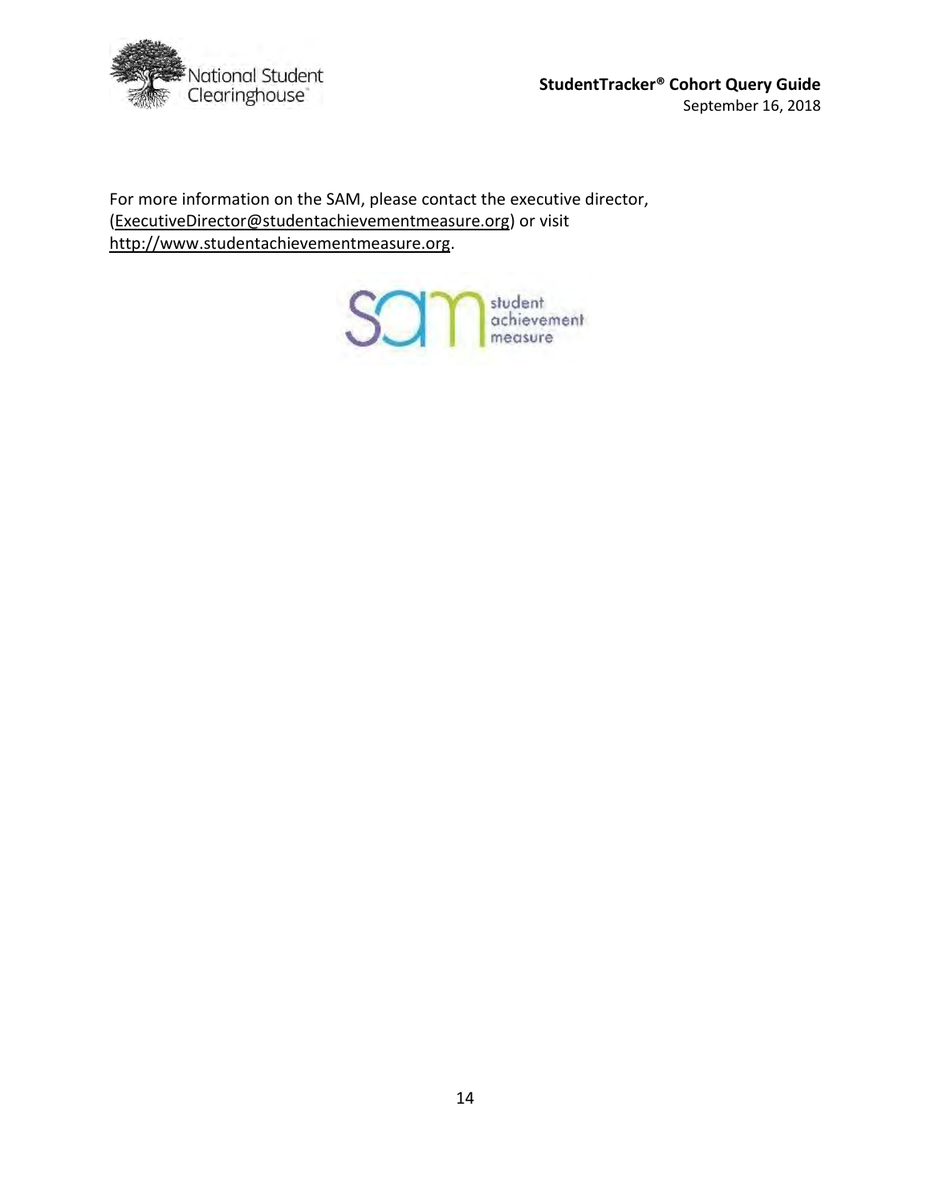For more information on the SAM, please contact the executive director, (ExecutiveDirector@studentachievementmeasure.org) or visit http://www.studentachievementmeasure.org.